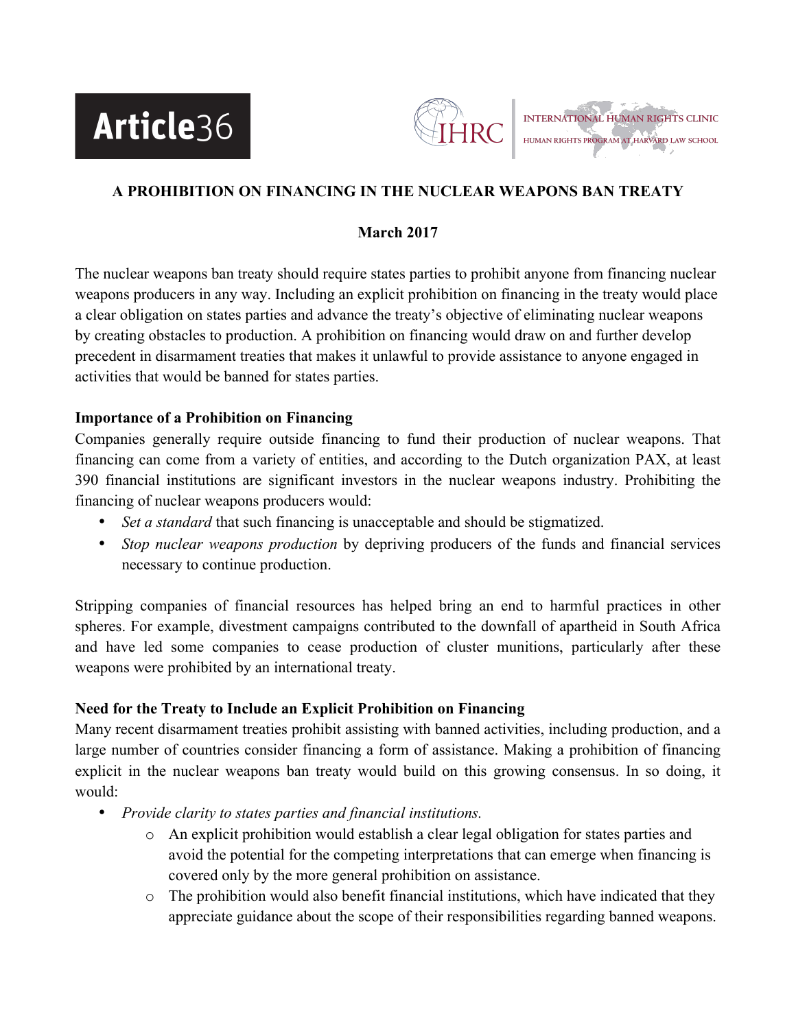Article36

INTERNATIONAL HUMAN RIGHTS CLINIC
HUMAN RIGHTS PROGRAM AT HARVARD LAW SCHOOL

**A PROHIBITION ON FINANCING IN THE NUCLEAR WEAPONS BAN TREATY**

**March 2017**

The nuclear weapons ban treaty should require states parties to prohibit anyone from financing nuclear weapons producers in any way. Including an explicit prohibition on financing in the treaty would place a clear obligation on states parties and advance the treaty's objective of eliminating nuclear weapons by creating obstacles to production. A prohibition on financing would draw on and further develop precedent in disarmament treaties that makes it unlawful to provide assistance to anyone engaged in activities that would be banned for states parties.

**Importance of a Prohibition on Financing**

Companies generally require outside financing to fund their production of nuclear weapons. That financing can come from a variety of entities, and according to the Dutch organization PAX, at least 390 financial institutions are significant investors in the nuclear weapons industry. Prohibiting the financing of nuclear weapons producers would:

- *Set a standard* that such financing is unacceptable and should be stigmatized.
- *Stop nuclear weapons production* by depriving producers of the funds and financial services necessary to continue production.

Stripping companies of financial resources has helped bring an end to harmful practices in other spheres. For example, divestment campaigns contributed to the downfall of apartheid in South Africa and have led some companies to cease production of cluster munitions, particularly after these weapons were prohibited by an international treaty.

**Need for the Treaty to Include an Explicit Prohibition on Financing**

Many recent disarmament treaties prohibit assisting with banned activities, including production, and a large number of countries consider financing a form of assistance. Making a prohibition of financing explicit in the nuclear weapons ban treaty would build on this growing consensus. In so doing, it would:

- *Provide clarity to states parties and financial institutions.*
    - An explicit prohibition would establish a clear legal obligation for states parties and avoid the potential for the competing interpretations that can emerge when financing is covered only by the more general prohibition on assistance.
    - The prohibition would also benefit financial institutions, which have indicated that they appreciate guidance about the scope of their responsibilities regarding banned weapons.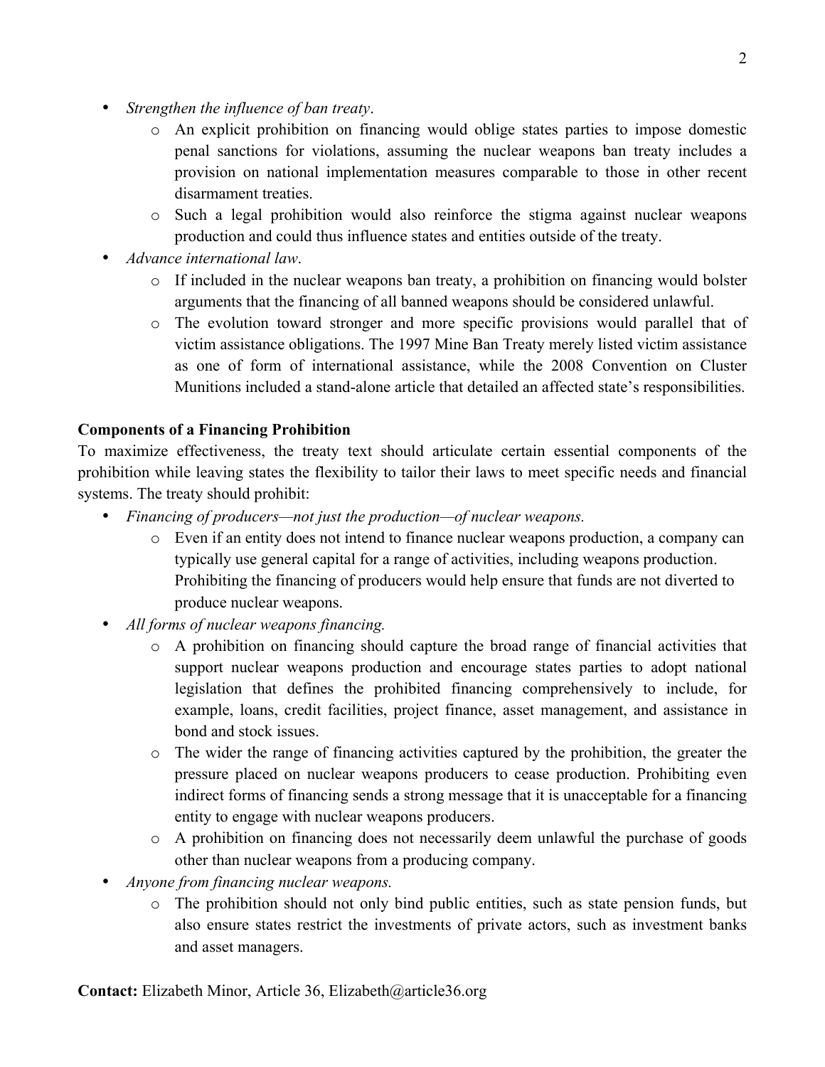- *Strengthen the influence of ban treaty*.
  - An explicit prohibition on financing would oblige states parties to impose domestic penal sanctions for violations, assuming the nuclear weapons ban treaty includes a provision on national implementation measures comparable to those in other recent disarmament treaties.
  - Such a legal prohibition would also reinforce the stigma against nuclear weapons production and could thus influence states and entities outside of the treaty.
- *Advance international law*.
  - If included in the nuclear weapons ban treaty, a prohibition on financing would bolster arguments that the financing of all banned weapons should be considered unlawful.
  - The evolution toward stronger and more specific provisions would parallel that of victim assistance obligations. The 1997 Mine Ban Treaty merely listed victim assistance as one of form of international assistance, while the 2008 Convention on Cluster Munitions included a stand-alone article that detailed an affected state's responsibilities.

**Components of a Financing Prohibition**

To maximize effectiveness, the treaty text should articulate certain essential components of the prohibition while leaving states the flexibility to tailor their laws to meet specific needs and financial systems. The treaty should prohibit:

- *Financing of producers—not just the production—of nuclear weapons.*
  - Even if an entity does not intend to finance nuclear weapons production, a company can typically use general capital for a range of activities, including weapons production. Prohibiting the financing of producers would help ensure that funds are not diverted to produce nuclear weapons.
- *All forms of nuclear weapons financing.*
  - A prohibition on financing should capture the broad range of financial activities that support nuclear weapons production and encourage states parties to adopt national legislation that defines the prohibited financing comprehensively to include, for example, loans, credit facilities, project finance, asset management, and assistance in bond and stock issues.
  - The wider the range of financing activities captured by the prohibition, the greater the pressure placed on nuclear weapons producers to cease production. Prohibiting even indirect forms of financing sends a strong message that it is unacceptable for a financing entity to engage with nuclear weapons producers.
  - A prohibition on financing does not necessarily deem unlawful the purchase of goods other than nuclear weapons from a producing company.
- *Anyone from financing nuclear weapons.*
  - The prohibition should not only bind public entities, such as state pension funds, but also ensure states restrict the investments of private actors, such as investment banks and asset managers.

**Contact:** Elizabeth Minor, Article 36, Elizabeth@article36.org